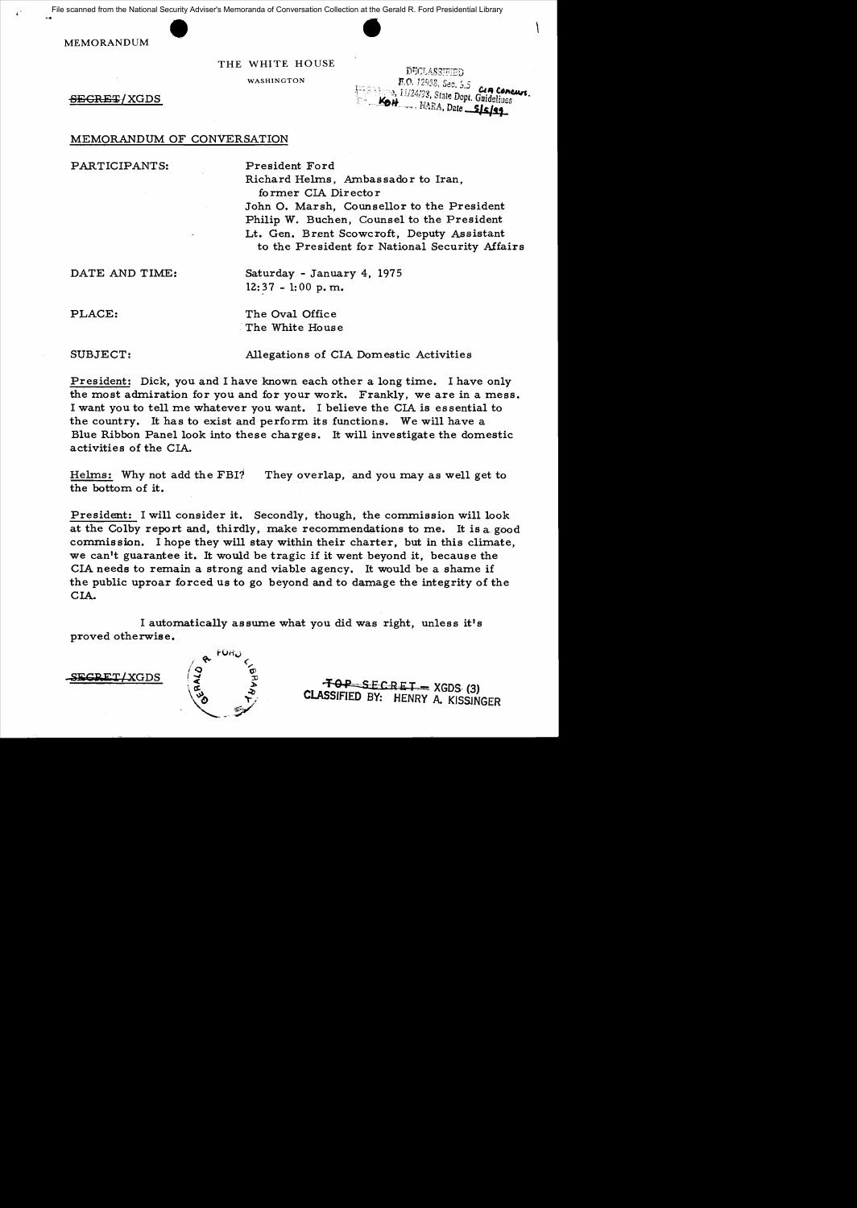File scanned from the National Security Adviser's Memoranda of Conversation Collection at the Gerald R. Ford Presidential Library

MEMORANDUM

THE WHITE HOUSE

WASHINGTON

DECLASSIFIED
E.O. 12958, Sec. 3.5
11/24/98, State Dept. Guidelines CIA Concurs.
KBH NARA, Date 5/5/99

~~SECRET~~/XGDS

## MEMORANDUM OF CONVERSATION

PARTICIPANTS: President Ford
Richard Helms, Ambassador to Iran, former CIA Director
John O. Marsh, Counsellor to the President
Philip W. Buchen, Counsel to the President
Lt. Gen. Brent Scowcroft, Deputy Assistant to the President for National Security Affairs

DATE AND TIME: Saturday - January 4, 1975
12:37 - 1:00 p.m.

PLACE: The Oval Office
The White House

SUBJECT: Allegations of CIA Domestic Activities

President: Dick, you and I have known each other a long time. I have only the most admiration for you and for your work. Frankly, we are in a mess. I want you to tell me whatever you want. I believe the CIA is essential to the country. It has to exist and perform its functions. We will have a Blue Ribbon Panel look into these charges. It will investigate the domestic activities of the CIA.

Helms: Why not add the FBI? They overlap, and you may as well get to the bottom of it.

President: I will consider it. Secondly, though, the commission will look at the Colby report and, thirdly, make recommendations to me. It is a good commission. I hope they will stay within their charter, but in this climate, we can't guarantee it. It would be tragic if it went beyond it, because the CIA needs to remain a strong and viable agency. It would be a shame if the public uproar forced us to go beyond and to damage the integrity of the CIA.

I automatically assume what you did was right, unless it's proved otherwise.

~~SECRET~~/XGDS

~~TOP SECRET~~ – XGDS (3)
CLASSIFIED BY: HENRY A. KISSINGER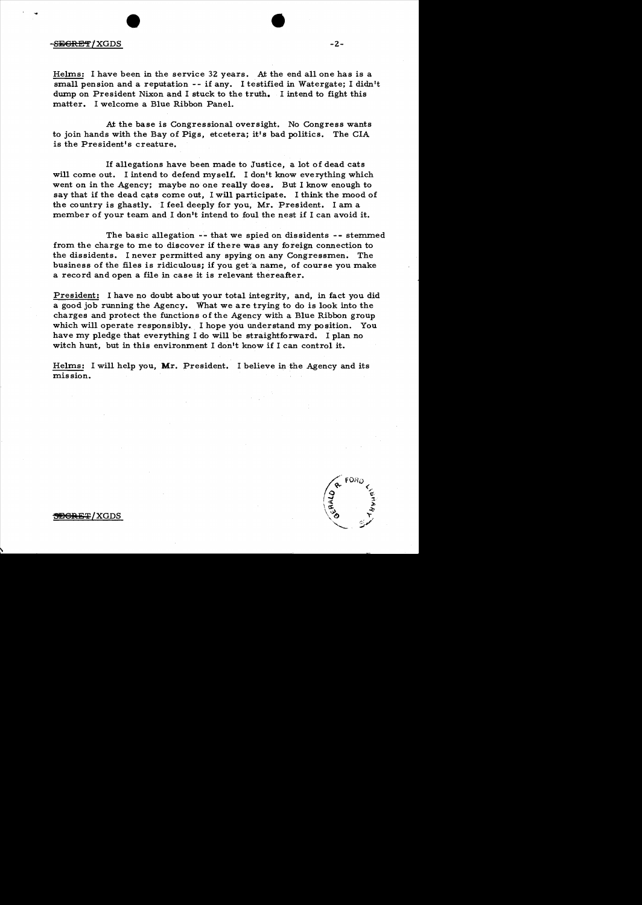**Helms:** I have been in the service 32 years. At the end all one has is a small pension and a reputation -- if any. I testified in Watergate; I didn't dump on President Nixon and I stuck to the truth. I intend to fight this matter. I welcome a Blue Ribbon Panel.

At the base is Congressional oversight. No Congress wants to join hands with the Bay of Pigs, etcetera; it's bad politics. The CIA is the President's creature.

If allegations have been made to Justice, a lot of dead cats will come out. I intend to defend myself. I don't know everything which went on in the Agency; maybe no one really does. But I know enough to say that if the dead cats come out, I will participate. I think the mood of the country is ghastly. I feel deeply for you, Mr. President. I am a member of your team and I don't intend to foul the nest if I can avoid it.

The basic allegation -- that we spied on dissidents -- stemmed from the charge to me to discover if there was any foreign connection to the dissidents. I never permitted any spying on any Congressmen. The business of the files is ridiculous; if you get a name, of course you make a record and open a file in case it is relevant thereafter.

**President:** I have no doubt about your total integrity, and, in fact you did a good job running the Agency. What we are trying to do is look into the charges and protect the functions of the Agency with a Blue Ribbon group which will operate responsibly. I hope you understand my position. You have my pledge that everything I do will be straightforward. I plan no witch hunt, but in this environment I don't know if I can control it.

**Helms:** I will help you, Mr. President. I believe in the Agency and its mission.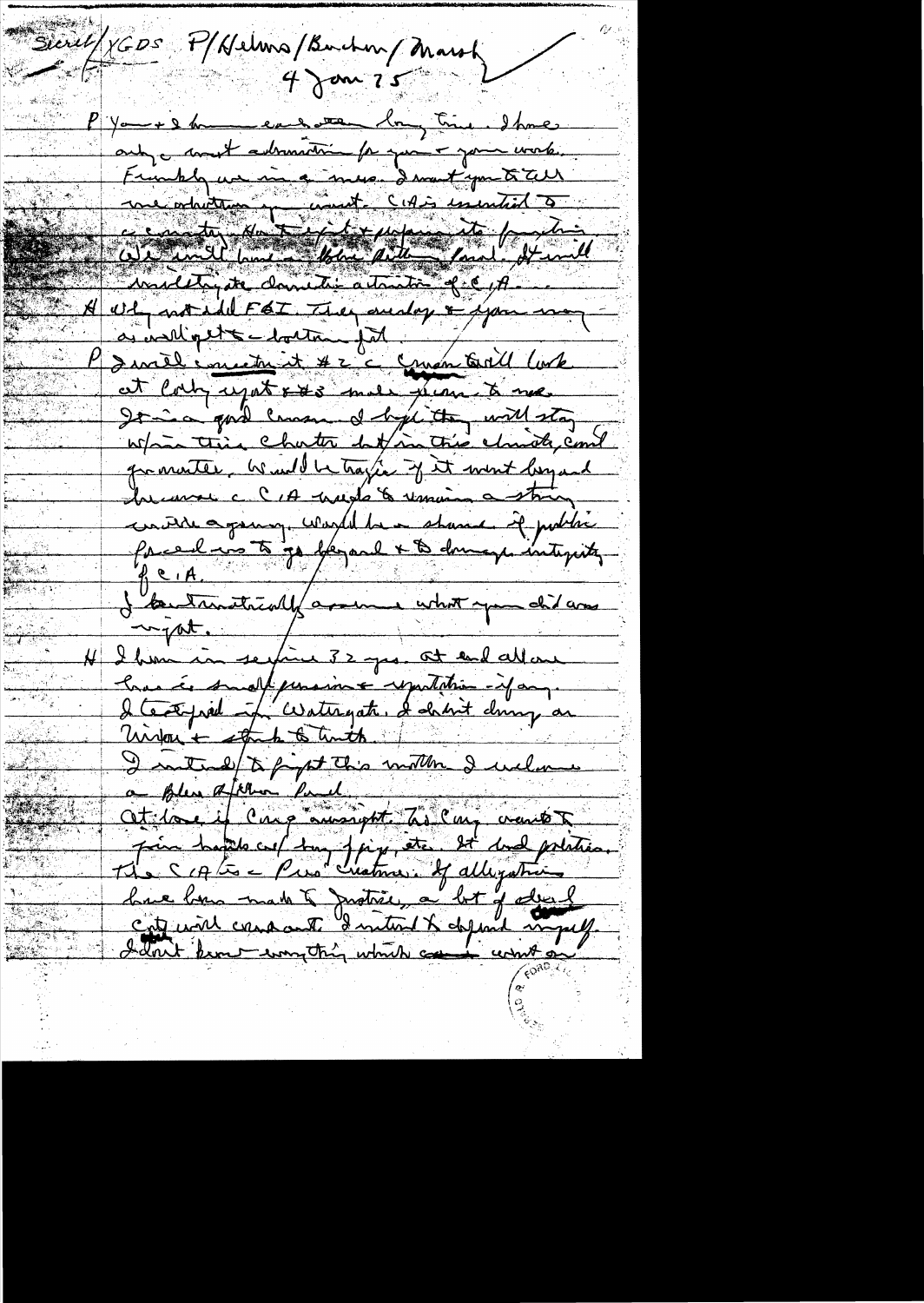Secret/XGDS P/Helms/Buchen/Marsh
4 Jan 75

P You + I have each other long time. I have only a most admiration for you + your work. Frankly we in a mess. I want you to tell me what you want. CIA is essential to a country. Has to exist + perform its function. We will have a Blue Ribbon Panel. It will investigate domestic activities of CIA.

H Why not add FBI. They overlap + If you may as well get to bottom fast.

P I will consider it #2 c Cmen [?] will look at Colby report + #3 make recommendations to me. It is a good chance I hope they will stay w/in this charter but in this climate, cannot guarantee. Would be tragic if it went beyond because CIA needs to remain a strong working agency. Would be a shame if public forced us to go beyond + to damage integrity of CIA.

I categorically assume what you did was right.

H I have in service 32 yrs. At end all one has is small pension + reputation - if any. I testified in Watergate. I didn't dump on Nixon + stuck to truth.

I intend to fight this matter. I welcome a Blue Ribbon Panel.

At least if Cong oversight. The Cong wants to join hands c/ try of [?], etc. It's bad politics. The CIA is a Pres' creature. If allegations have been made to Justice, a lot of dead cats will come out. I intend to defend myself. I don't know anything which could count on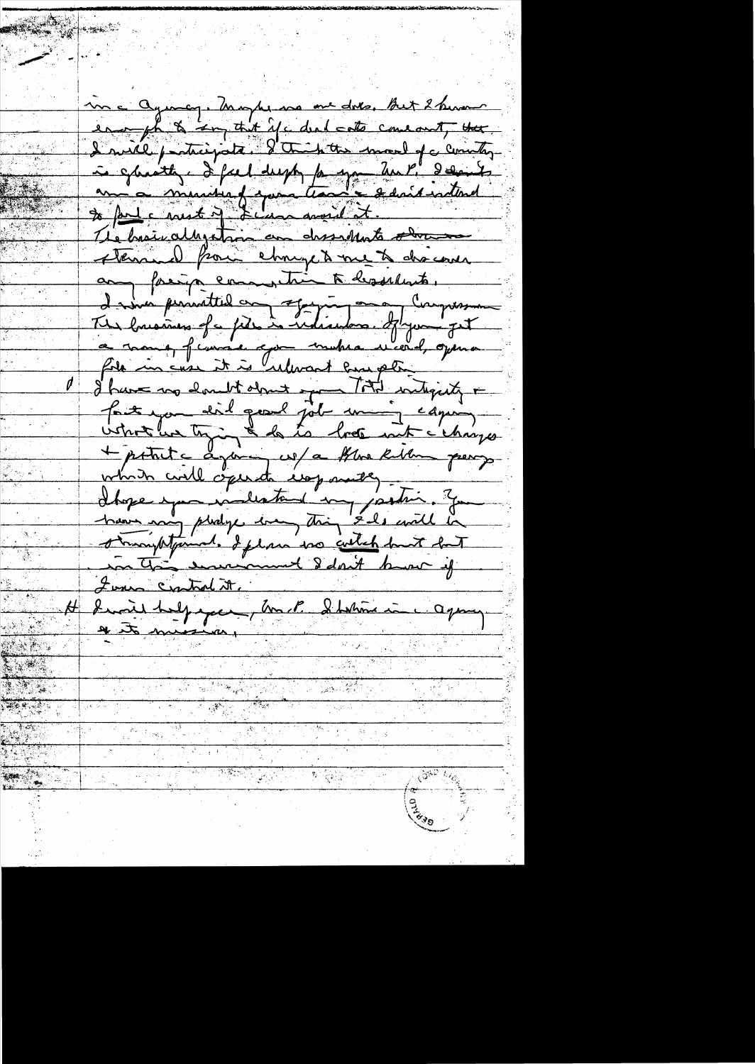in the Agency. Maybe no one does. But I know enough to say that if a dead cat came out, that I will participate. I think the morale of a country is ghastly. I feel deeply for you Mr. P. I don't am a member of your team & I don't intend to put a mist of ... around it.

The basic allegation on dissidents stemmed from charge to me to discover any foreign connection to dissidents.

I never permitted any spying on any Congressman.

The business of a file is ridiculous. If you get a name, of course you make a record, open a file in case it is relevant hereafter.

I have no doubt about your total integrity & fact you did good job running the agency. What we're trying to do is to work out changes & protect the agency w/ a Blue Ribbon group which will operate expeditiously.

I hope you understand my position. You have my pledge every thing I do will be strongly supported. I plan no witch hunt but in this environment I don't know if I can control it.

H I will help you, Mr. P. I believe in the agency & its mission.